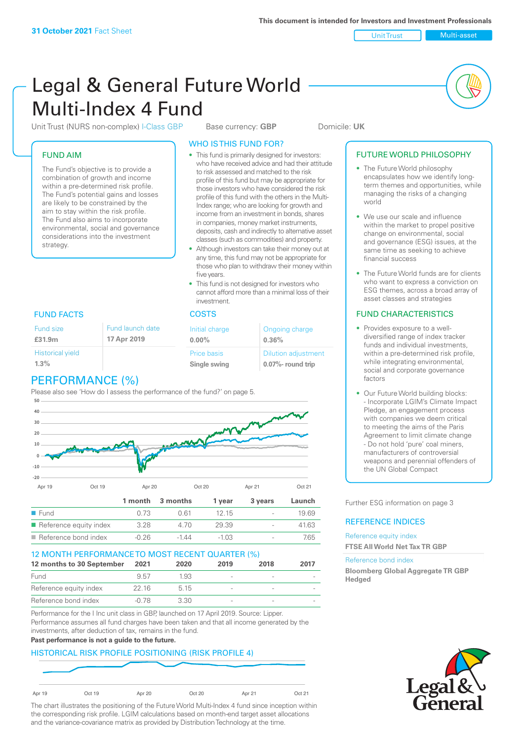**31 October 2021** Fact Sheet

This document is intended for Investors and Investment Professionals

Unit Trust | Multi-asset

# Legal & General Future World Multi-Index 4 Fund

Unit Trust (NURS non-complex) I-Class GBP    Base currency: **GBP**    Domicile: **UK**

## FUND AIM

The Fund's objective is to provide a combination of growth and income within a pre-determined risk profile. The Fund's potential gains and losses are likely to be constrained by the aim to stay within the risk profile. The Fund also aims to incorporate environmental, social and governance considerations into the investment strategy.

## WHO IS THIS FUND FOR?

- This fund is primarily designed for investors: who have received advice and had their attitude to risk assessed and matched to the risk profile of this fund but may be appropriate for those investors who have considered the risk profile of this fund with the others in the Multi-Index range; who are looking for growth and income from an investment in bonds, shares in companies, money market instruments, deposits, cash and indirectly to alternative asset classes (such as commodities) and property.
- Although investors can take their money out at any time, this fund may not be appropriate for those who plan to withdraw their money within five years.
- This fund is not designed for investors who cannot afford more than a minimal loss of their investment.

## FUTURE WORLD PHILOSOPHY

- The Future World philosophy encapsulates how we identify long-term themes and opportunities, while managing the risks of a changing world
- We use our scale and influence within the market to propel positive change on environmental, social and governance (ESG) issues, at the same time as seeking to achieve financial success
- The Future World funds are for clients who want to express a conviction on ESG themes, across a broad array of asset classes and strategies

## FUND FACTS

| Fund size | Fund launch date |
|---|---|
| **£31.9m** | **17 Apr 2019** |
| Historical yield | |
| **1.3%** | |

## COSTS

| Initial charge | Ongoing charge |
|---|---|
| **0.00%** | **0.36%** |
| Price basis | Dilution adjustment |
| **Single swing** | **0.07%- round trip** |

## FUND CHARACTERISTICS

- Provides exposure to a well-diversified range of index tracker funds and individual investments, within a pre-determined risk profile, while integrating environmental, social and corporate governance factors
- Our Future World building blocks:
  - Incorporate LGIM's Climate Impact Pledge, an engagement process with companies we deem critical to meeting the aims of the Paris Agreement to limit climate change
  - Do not hold 'pure' coal miners, manufacturers of controversial weapons and perennial offenders of the UN Global Compact

Further ESG information on page 3

## PERFORMANCE (%)

Please also see 'How do I assess the performance of the fund?' on page 5.

| | 1 month | 3 months | 1 year | 3 years | Launch |
|---|---|---|---|---|---|
| Fund | 0.73 | 0.61 | 12.15 | - | 19.69 |
| Reference equity index | 3.28 | 4.70 | 29.39 | - | 41.63 |
| Reference bond index | -0.26 | -1.44 | -1.03 | - | 7.65 |

## 12 MONTH PERFORMANCE TO MOST RECENT QUARTER (%)

| 12 months to 30 September | 2021 | 2020 | 2019 | 2018 | 2017 |
|---|---|---|---|---|---|
| Fund | 9.57 | 1.93 | - | - | - |
| Reference equity index | 22.16 | 5.15 | - | - | - |
| Reference bond index | -0.78 | 3.30 | - | - | - |

Performance for the I Inc unit class in GBP, launched on 17 April 2019. Source: Lipper. Performance assumes all fund charges have been taken and that all income generated by the investments, after deduction of tax, remains in the fund.

**Past performance is not a guide to the future.**

## REFERENCE INDICES

Reference equity index
**FTSE All World Net Tax TR GBP**

Reference bond index
**Bloomberg Global Aggregate TR GBP Hedged**

## HISTORICAL RISK PROFILE POSITIONING (RISK PROFILE 4)

The chart illustrates the positioning of the Future World Multi-Index 4 fund since inception within the corresponding risk profile. LGIM calculations based on month-end target asset allocations and the variance-covariance matrix as provided by Distribution Technology at the time.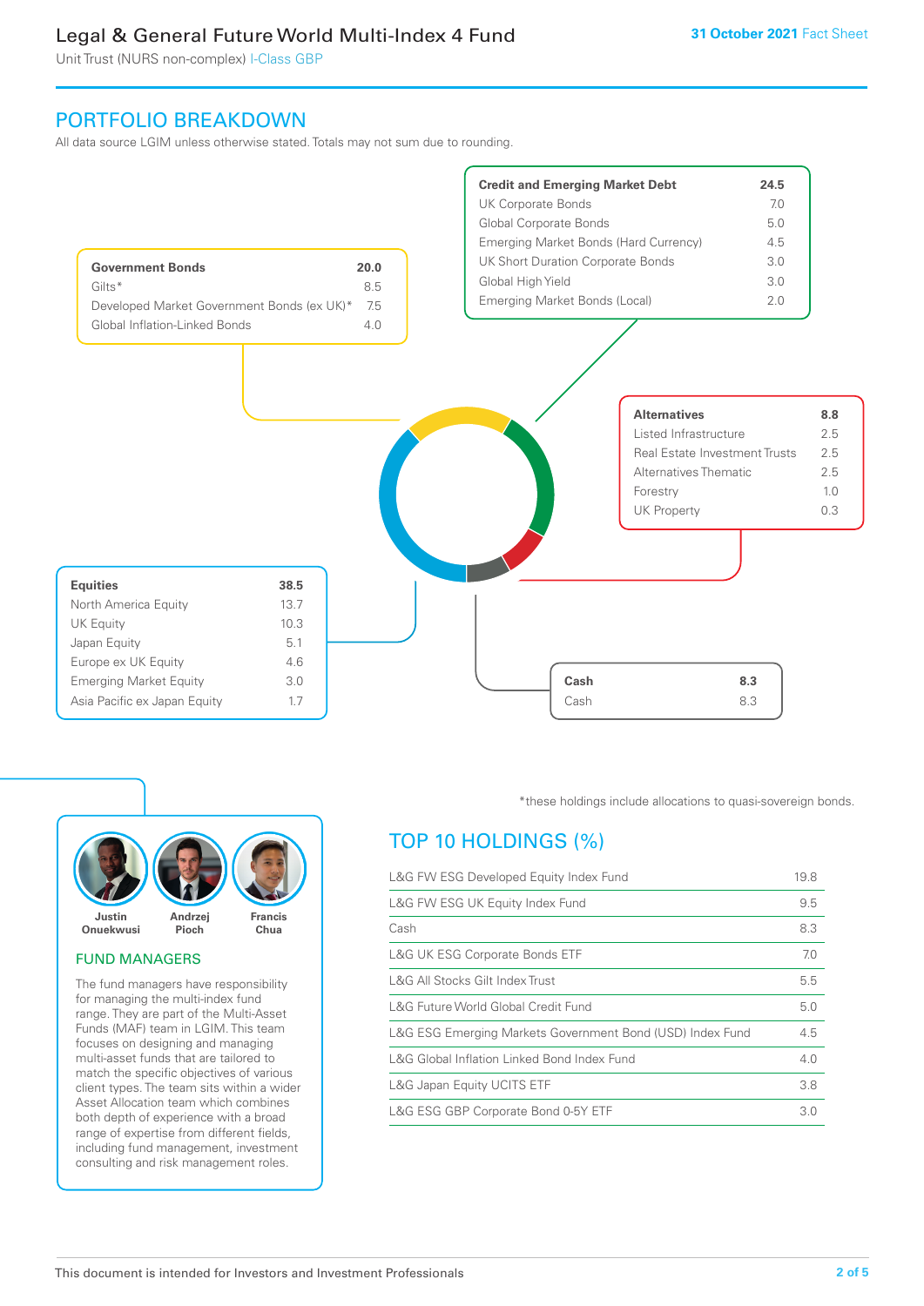## PORTFOLIO BREAKDOWN

All data source LGIM unless otherwise stated. Totals may not sum due to rounding.

| Government Bonds | 20.0 |
|---|---|
| Gilts* | 8.5 |
| Developed Market Government Bonds (ex UK)* | 7.5 |
| Global Inflation-Linked Bonds | 4.0 |

| Credit and Emerging Market Debt | 24.5 |
|---|---|
| UK Corporate Bonds | 7.0 |
| Global Corporate Bonds | 5.0 |
| Emerging Market Bonds (Hard Currency) | 4.5 |
| UK Short Duration Corporate Bonds | 3.0 |
| Global High Yield | 3.0 |
| Emerging Market Bonds (Local) | 2.0 |

| Alternatives | 8.8 |
|---|---|
| Listed Infrastructure | 2.5 |
| Real Estate Investment Trusts | 2.5 |
| Alternatives Thematic | 2.5 |
| Forestry | 1.0 |
| UK Property | 0.3 |

| Equities | 38.5 |
|---|---|
| North America Equity | 13.7 |
| UK Equity | 10.3 |
| Japan Equity | 5.1 |
| Europe ex UK Equity | 4.6 |
| Emerging Market Equity | 3.0 |
| Asia Pacific ex Japan Equity | 1.7 |

| Cash | 8.3 |
|---|---|
| Cash | 8.3 |

*these holdings include allocations to quasi-sovereign bonds.

Justin Onuekwusi · Andrzej Pioch · Francis Chua

### FUND MANAGERS

The fund managers have responsibility for managing the multi-index fund range. They are part of the Multi-Asset Funds (MAF) team in LGIM. This team focuses on designing and managing multi-asset funds that are tailored to match the specific objectives of various client types. The team sits within a wider Asset Allocation team which combines both depth of experience with a broad range of expertise from different fields, including fund management, investment consulting and risk management roles.

## TOP 10 HOLDINGS (%)

| Holding | % |
|---|---|
| L&G FW ESG Developed Equity Index Fund | 19.8 |
| L&G FW ESG UK Equity Index Fund | 9.5 |
| Cash | 8.3 |
| L&G UK ESG Corporate Bonds ETF | 7.0 |
| L&G All Stocks Gilt Index Trust | 5.5 |
| L&G Future World Global Credit Fund | 5.0 |
| L&G ESG Emerging Markets Government Bond (USD) Index Fund | 4.5 |
| L&G Global Inflation Linked Bond Index Fund | 4.0 |
| L&G Japan Equity UCITS ETF | 3.8 |
| L&G ESG GBP Corporate Bond 0-5Y ETF | 3.0 |

This document is intended for Investors and Investment Professionals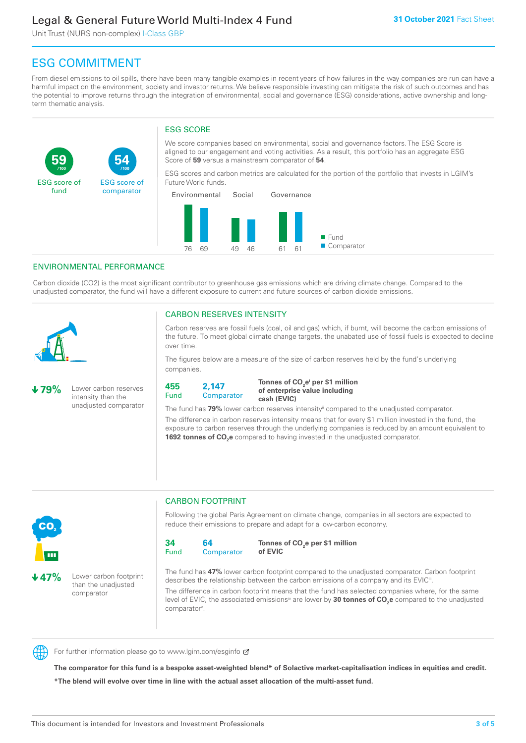## ESG COMMITMENT

From diesel emissions to oil spills, there have been many tangible examples in recent years of how failures in the way companies are run can have a harmful impact on the environment, society and investor returns. We believe responsible investing can mitigate the risk of such outcomes and has the potential to improve returns through the integration of environmental, social and governance (ESG) considerations, active ownership and long-term thematic analysis.

**59** /100 ESG score of fund

**54** /100 ESG score of comparator

### ESG SCORE

We score companies based on environmental, social and governance factors. The ESG Score is aligned to our engagement and voting activities. As a result, this portfolio has an aggregate ESG Score of **59** versus a mainstream comparator of **54**.

ESG scores and carbon metrics are calculated for the portion of the portfolio that invests in LGIM's Future World funds.

| | Fund | Comparator |
|---|---|---|
| Environmental | 76 | 69 |
| Social | 49 | 46 |
| Governance | 61 | 61 |

## ENVIRONMENTAL PERFORMANCE

Carbon dioxide (CO2) is the most significant contributor to greenhouse gas emissions which are driving climate change. Compared to the unadjusted comparator, the fund will have a different exposure to current and future sources of carbon dioxide emissions.

### CARBON RESERVES INTENSITY

**↓79%** Lower carbon reserves intensity than the unadjusted comparator

Carbon reserves are fossil fuels (coal, oil and gas) which, if burnt, will become the carbon emissions of the future. To meet global climate change targets, the unabated use of fossil fuels is expected to decline over time.

The figures below are a measure of the size of carbon reserves held by the fund's underlying companies.

**455** Fund | **2,147** Comparator | **Tonnes of $CO_2e$[i] per $1 million of enterprise value including cash (EVIC)**

The fund has **79%** lower carbon reserves intensity[ii] compared to the unadjusted comparator.

The difference in carbon reserves intensity means that for every $1 million invested in the fund, the exposure to carbon reserves through the underlying companies is reduced by an amount equivalent to **1692 tonnes of $CO_2e$** compared to having invested in the unadjusted comparator.

### CARBON FOOTPRINT

**↓47%** Lower carbon footprint than the unadjusted comparator

Following the global Paris Agreement on climate change, companies in all sectors are expected to reduce their emissions to prepare and adapt for a low-carbon economy.

**34** Fund | **64** Comparator | **Tonnes of $CO_2e$ per $1 million of EVIC**

The fund has **47%** lower carbon footprint compared to the unadjusted comparator. Carbon footprint describes the relationship between the carbon emissions of a company and its EVIC[iii].

The difference in carbon footprint means that the fund has selected companies where, for the same level of EVIC, the associated emissions[iv] are lower by **30 tonnes of $CO_2e$** compared to the unadjusted comparator[v].

For further information please go to www.lgim.com/esginfo

**The comparator for this fund is a bespoke asset-weighted blend* of Solactive market-capitalisation indices in equities and credit.**

***The blend will evolve over time in line with the actual asset allocation of the multi-asset fund.**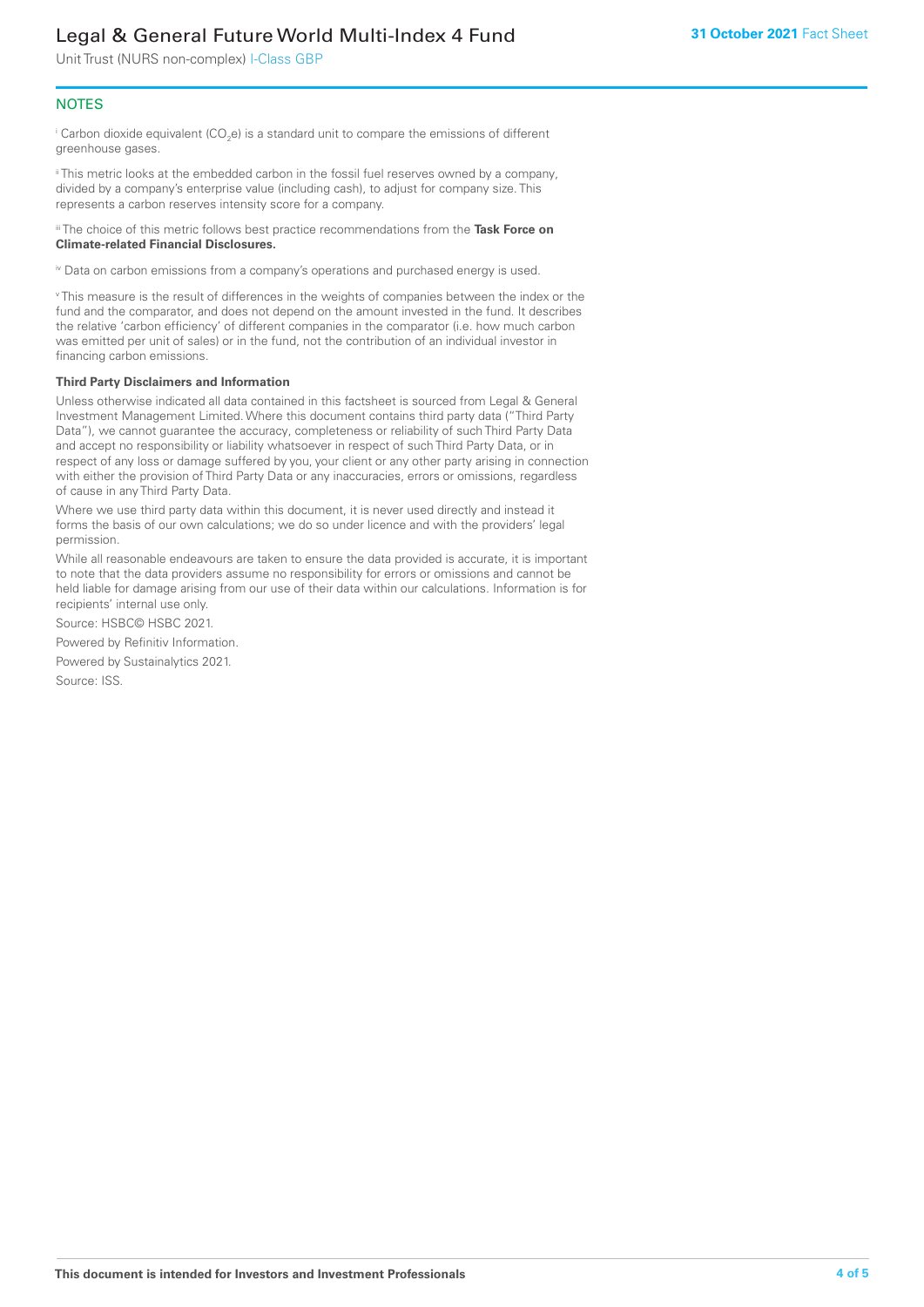## NOTES

[i] Carbon dioxide equivalent ($CO_2e$) is a standard unit to compare the emissions of different greenhouse gases.

[ii] This metric looks at the embedded carbon in the fossil fuel reserves owned by a company, divided by a company's enterprise value (including cash), to adjust for company size. This represents a carbon reserves intensity score for a company.

[iii] The choice of this metric follows best practice recommendations from the **Task Force on Climate-related Financial Disclosures.**

[iv] Data on carbon emissions from a company's operations and purchased energy is used.

[v] This measure is the result of differences in the weights of companies between the index or the fund and the comparator, and does not depend on the amount invested in the fund. It describes the relative 'carbon efficiency' of different companies in the comparator (i.e. how much carbon was emitted per unit of sales) or in the fund, not the contribution of an individual investor in financing carbon emissions.

**Third Party Disclaimers and Information**

Unless otherwise indicated all data contained in this factsheet is sourced from Legal & General Investment Management Limited. Where this document contains third party data ("Third Party Data"), we cannot guarantee the accuracy, completeness or reliability of such Third Party Data and accept no responsibility or liability whatsoever in respect of such Third Party Data, or in respect of any loss or damage suffered by you, your client or any other party arising in connection with either the provision of Third Party Data or any inaccuracies, errors or omissions, regardless of cause in any Third Party Data.

Where we use third party data within this document, it is never used directly and instead it forms the basis of our own calculations; we do so under licence and with the providers' legal permission.

While all reasonable endeavours are taken to ensure the data provided is accurate, it is important to note that the data providers assume no responsibility for errors or omissions and cannot be held liable for damage arising from our use of their data within our calculations. Information is for recipients' internal use only.

Source: HSBC© HSBC 2021.

Powered by Refinitiv Information.

Powered by Sustainalytics 2021.

Source: ISS.

**This document is intended for Investors and Investment Professionals**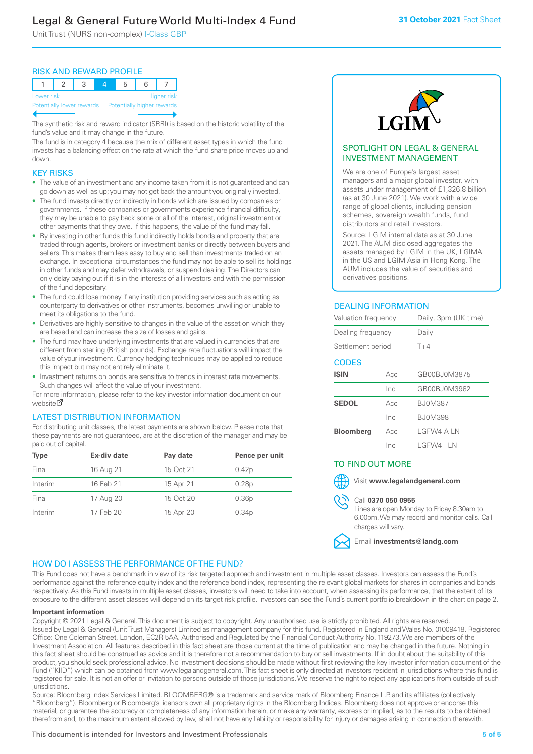# Legal & General Future World Multi-Index 4 Fund

Unit Trust (NURS non-complex) I-Class GBP

**31 October 2021** Fact Sheet

## RISK AND REWARD PROFILE

| 1 | 2 | 3 | 4 | 5 | 6 | 7 |
|---|---|---|---|---|---|---|

Lower risk — Higher risk

Potentially lower rewards — Potentially higher rewards

The synthetic risk and reward indicator (SRRI) is based on the historic volatility of the fund's value and it may change in the future.

The fund is in category 4 because the mix of different asset types in which the fund invests has a balancing effect on the rate at which the fund share price moves up and down.

## KEY RISKS

- The value of an investment and any income taken from it is not guaranteed and can go down as well as up; you may not get back the amount you originally invested.
- The fund invests directly or indirectly in bonds which are issued by companies or governments. If these companies or governments experience financial difficulty, they may be unable to pay back some or all of the interest, original investment or other payments that they owe. If this happens, the value of the fund may fall.
- By investing in other funds this fund indirectly holds bonds and property that are traded through agents, brokers or investment banks or directly between buyers and sellers. This makes them less easy to buy and sell than investments traded on an exchange. In exceptional circumstances the fund may not be able to sell its holdings in other funds and may defer withdrawals, or suspend dealing. The Directors can only delay paying out if it is in the interests of all investors and with the permission of the fund depositary.
- The fund could lose money if any institution providing services such as acting as counterparty to derivatives or other instruments, becomes unwilling or unable to meet its obligations to the fund.
- Derivatives are highly sensitive to changes in the value of the asset on which they are based and can increase the size of losses and gains.
- The fund may have underlying investments that are valued in currencies that are different from sterling (British pounds). Exchange rate fluctuations will impact the value of your investment. Currency hedging techniques may be applied to reduce this impact but may not entirely eliminate it.
- Investment returns on bonds are sensitive to trends in interest rate movements. Such changes will affect the value of your investment.

For more information, please refer to the key investor information document on our website

## LATEST DISTRIBUTION INFORMATION

For distributing unit classes, the latest payments are shown below. Please note that these payments are not guaranteed, are at the discretion of the manager and may be paid out of capital.

| Type | Ex-div date | Pay date | Pence per unit |
|---|---|---|---|
| Final | 16 Aug 21 | 15 Oct 21 | 0.42p |
| Interim | 16 Feb 21 | 15 Apr 21 | 0.28p |
| Final | 17 Aug 20 | 15 Oct 20 | 0.36p |
| Interim | 17 Feb 20 | 15 Apr 20 | 0.34p |

LGIM

## SPOTLIGHT ON LEGAL & GENERAL INVESTMENT MANAGEMENT

We are one of Europe's largest asset managers and a major global investor, with assets under management of £1,326.8 billion (as at 30 June 2021). We work with a wide range of global clients, including pension schemes, sovereign wealth funds, fund distributors and retail investors.

Source: LGIM internal data as at 30 June 2021. The AUM disclosed aggregates the assets managed by LGIM in the UK, LGIMA in the US and LGIM Asia in Hong Kong. The AUM includes the value of securities and derivatives positions.

## DEALING INFORMATION

| | |
|---|---|
| Valuation frequency | Daily, 3pm (UK time) |
| Dealing frequency | Daily |
| Settlement period | T+4 |

## CODES

| | | |
|---|---|---|
| **ISIN** | I Acc | GB00BJ0M3875 |
| | I Inc | GB00BJ0M3982 |
| **SEDOL** | I Acc | BJ0M387 |
| | I Inc | BJ0M398 |
| **Bloomberg** | I Acc | LGFW4IA LN |
| | I Inc | LGFW4II LN |

## TO FIND OUT MORE

Visit **www.legalandgeneral.com**

Call **0370 050 0955**
Lines are open Monday to Friday 8.30am to 6.00pm. We may record and monitor calls. Call charges will vary.

Email **investments@landg.com**

## HOW DO I ASSESS THE PERFORMANCE OF THE FUND?

This Fund does not have a benchmark in view of its risk targeted approach and investment in multiple asset classes. Investors can assess the Fund's performance against the reference equity index and the reference bond index, representing the relevant global markets for shares in companies and bonds respectively. As this Fund invests in multiple asset classes, investors will need to take into account, when assessing its performance, that the extent of its exposure to the different asset classes will depend on its target risk profile. Investors can see the Fund's current portfolio breakdown in the chart on page 2.

**Important information**

Copyright © 2021 Legal & General. This document is subject to copyright. Any unauthorised use is strictly prohibited. All rights are reserved.

Issued by Legal & General (Unit Trust Managers) Limited as management company for this fund. Registered in England and Wales No. 01009418. Registered Office: One Coleman Street, London, EC2R 5AA. Authorised and Regulated by the Financial Conduct Authority No. 119273. We are members of the Investment Association. All features described in this fact sheet are those current at the time of publication and may be changed in the future. Nothing in this fact sheet should be construed as advice and it is therefore not a recommendation to buy or sell investments. If in doubt about the suitability of this product, you should seek professional advice. No investment decisions should be made without first reviewing the key investor information document of the Fund ("KIID") which can be obtained from www.legalandgeneral.com. This fact sheet is only directed at investors resident in jurisdictions where this fund is registered for sale. It is not an offer or invitation to persons outside of those jurisdictions. We reserve the right to reject any applications from outside of such jurisdictions.

Source: Bloomberg Index Services Limited. BLOOMBERG® is a trademark and service mark of Bloomberg Finance L.P. and its affiliates (collectively "Bloomberg"). Bloomberg or Bloomberg's licensors own all proprietary rights in the Bloomberg Indices. Bloomberg does not approve or endorse this material, or guarantee the accuracy or completeness of any information herein, or make any warranty, express or implied, as to the results to be obtained therefrom and, to the maximum extent allowed by law, shall not have any liability or responsibility for injury or damages arising in connection therewith.

This document is intended for Investors and Investment Professionals